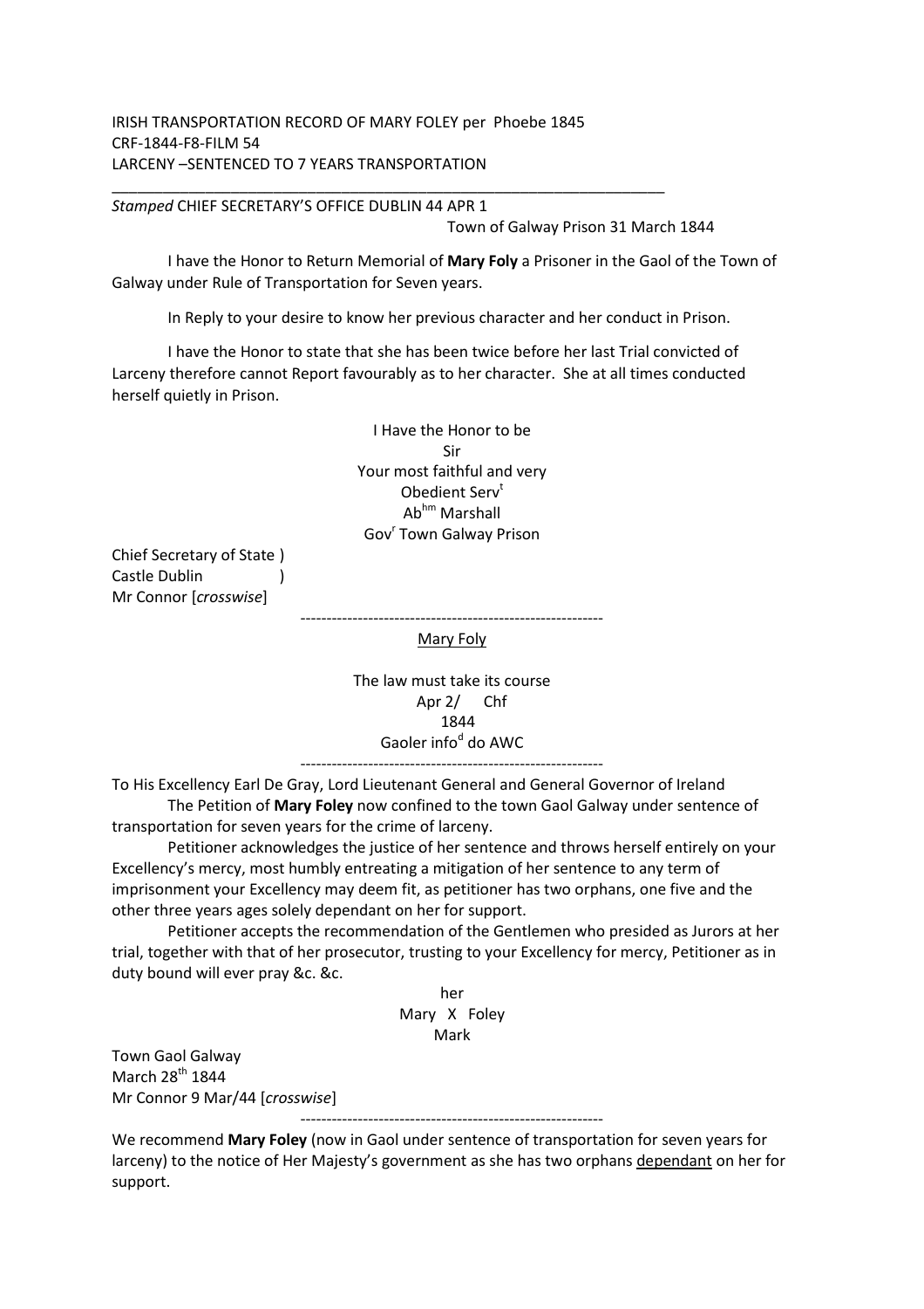IRISH TRANSPORTATION RECORD OF MARY FOLEY per Phoebe 1845
CRF-1844-F8-FILM 54
LARCENY –SENTENCED TO 7 YEARS TRANSPORTATION

---

*Stamped* CHIEF SECRETARY'S OFFICE DUBLIN 44 APR 1

Town of Galway Prison 31 March 1844

I have the Honor to Return Memorial of **Mary Foly** a Prisoner in the Gaol of the Town of Galway under Rule of Transportation for Seven years.

In Reply to your desire to know her previous character and her conduct in Prison.

I have the Honor to state that she has been twice before her last Trial convicted of Larceny therefore cannot Report favourably as to her character. She at all times conducted herself quietly in Prison.

I Have the Honor to be
Sir
Your most faithful and very
Obedient Serv[t]
Ab[hm] Marshall
Gov[r] Town Galway Prison

Chief Secretary of State )
Castle Dublin )
Mr Connor [*crosswise*]

---

Mary Foly

The law must take its course
Apr 2/ Chf
1844
Gaoler info[d] do AWC

---

To His Excellency Earl De Gray, Lord Lieutenant General and General Governor of Ireland

The Petition of **Mary Foley** now confined to the town Gaol Galway under sentence of transportation for seven years for the crime of larceny.

Petitioner acknowledges the justice of her sentence and throws herself entirely on your Excellency's mercy, most humbly entreating a mitigation of her sentence to any term of imprisonment your Excellency may deem fit, as petitioner has two orphans, one five and the other three years ages solely dependant on her for support.

Petitioner accepts the recommendation of the Gentlemen who presided as Jurors at her trial, together with that of her prosecutor, trusting to your Excellency for mercy, Petitioner as in duty bound will ever pray &c. &c.

her
Mary X Foley
Mark

Town Gaol Galway
March 28[th] 1844
Mr Connor 9 Mar/44 [*crosswise*]

---

We recommend **Mary Foley** (now in Gaol under sentence of transportation for seven years for larceny) to the notice of Her Majesty's government as she has two orphans dependant on her for support.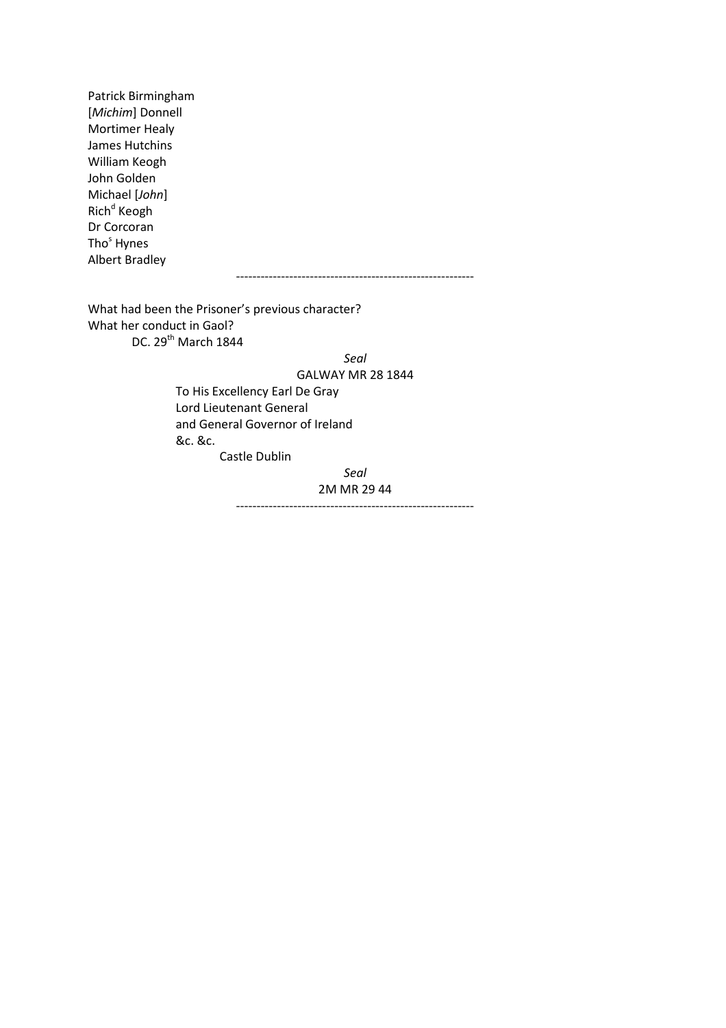Patrick Birmingham
[*Michim*] Donnell
Mortimer Healy
James Hutchins
William Keogh
John Golden
Michael [*John*]
Rich[d] Keogh
Dr Corcoran
Tho[s] Hynes
Albert Bradley

---

What had been the Prisoner's previous character?
What her conduct in Gaol?
DC. 29[th] March 1844

*Seal*
GALWAY MR 28 1844

To His Excellency Earl De Gray
Lord Lieutenant General
and General Governor of Ireland
&c. &c.
Castle Dublin

*Seal*
2M MR 29 44

---